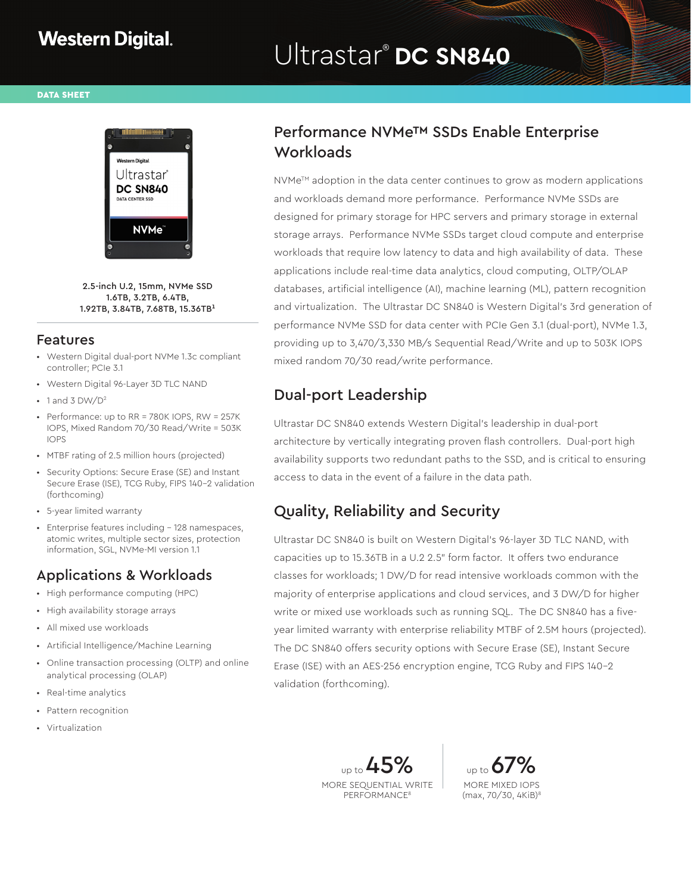Western Digital.

# Ultrastar® DC SN840

DATA SHEET

2.5-inch U.2, 15mm, NVMe SSD
1.6TB, 3.2TB, 6.4TB,
1.92TB, 3.84TB, 7.68TB, 15.36TB[1]

## Features

- Western Digital dual-port NVMe 1.3c compliant controller; PCIe 3.1
- Western Digital 96-Layer 3D TLC NAND
- 1 and 3 DW/D[2]
- Performance: up to RR = 780K IOPS, RW = 257K IOPS, Mixed Random 70/30 Read/Write = 503K IOPS
- MTBF rating of 2.5 million hours (projected)
- Security Options: Secure Erase (SE) and Instant Secure Erase (ISE), TCG Ruby, FIPS 140-2 validation (forthcoming)
- 5-year limited warranty
- Enterprise features including – 128 namespaces, atomic writes, multiple sector sizes, protection information, SGL, NVMe-MI version 1.1

## Applications & Workloads

- High performance computing (HPC)
- High availability storage arrays
- All mixed use workloads
- Artificial Intelligence/Machine Learning
- Online transaction processing (OLTP) and online analytical processing (OLAP)
- Real-time analytics
- Pattern recognition
- Virtualization

## Performance NVMe™ SSDs Enable Enterprise Workloads

NVMe™ adoption in the data center continues to grow as modern applications and workloads demand more performance. Performance NVMe SSDs are designed for primary storage for HPC servers and primary storage in external storage arrays. Performance NVMe SSDs target cloud compute and enterprise workloads that require low latency to data and high availability of data. These applications include real-time data analytics, cloud computing, OLTP/OLAP databases, artificial intelligence (AI), machine learning (ML), pattern recognition and virtualization. The Ultrastar DC SN840 is Western Digital's 3rd generation of performance NVMe SSD for data center with PCIe Gen 3.1 (dual-port), NVMe 1.3, providing up to 3,470/3,330 MB/s Sequential Read/Write and up to 503K IOPS mixed random 70/30 read/write performance.

## Dual-port Leadership

Ultrastar DC SN840 extends Western Digital's leadership in dual-port architecture by vertically integrating proven flash controllers. Dual-port high availability supports two redundant paths to the SSD, and is critical to ensuring access to data in the event of a failure in the data path.

## Quality, Reliability and Security

Ultrastar DC SN840 is built on Western Digital's 96-layer 3D TLC NAND, with capacities up to 15.36TB in a U.2 2.5" form factor. It offers two endurance classes for workloads; 1 DW/D for read intensive workloads common with the majority of enterprise applications and cloud services, and 3 DW/D for higher write or mixed use workloads such as running SQL. The DC SN840 has a five-year limited warranty with enterprise reliability MTBF of 2.5M hours (projected). The DC SN840 offers security options with Secure Erase (SE), Instant Secure Erase (ISE) with an AES-256 encryption engine, TCG Ruby and FIPS 140-2 validation (forthcoming).

up to **45%**
MORE SEQUENTIAL WRITE PERFORMANCE[8]

up to **67%**
MORE MIXED IOPS (max, 70/30, 4KiB)[8]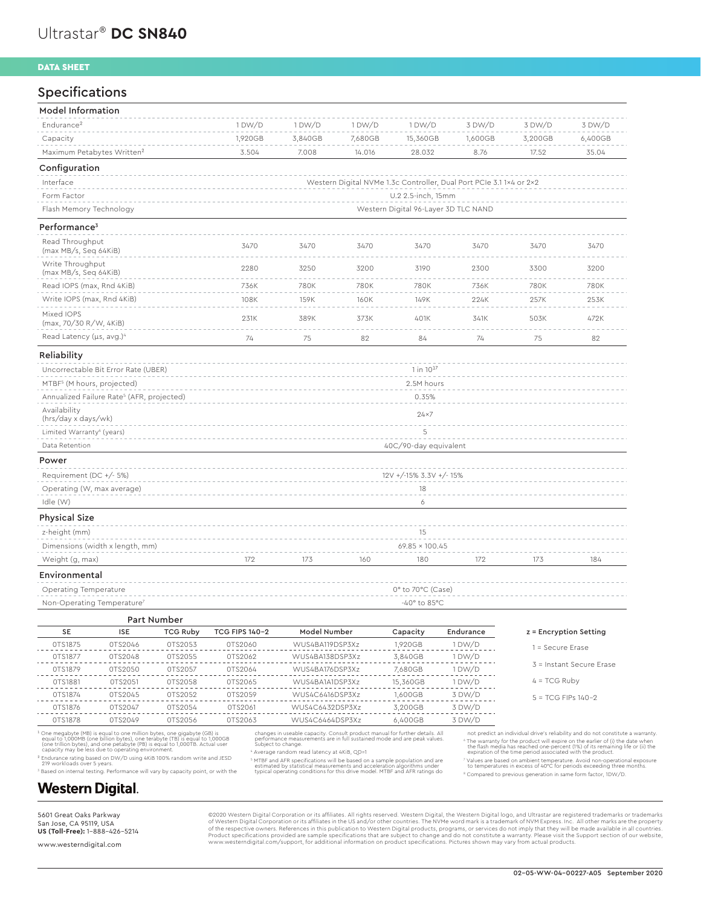Ultrastar® **DC SN840**

**DATA SHEET**

## Specifications

| Model Information | | | | | | | |
|---|---|---|---|---|---|---|---|
| Endurance[2] | 1 DW/D | 1 DW/D | 1 DW/D | 1 DW/D | 3 DW/D | 3 DW/D | 3 DW/D |
| Capacity | 1,920GB | 3,840GB | 7,680GB | 15,360GB | 1,600GB | 3,200GB | 6,400GB |
| Maximum Petabytes Written[2] | 3.504 | 7.008 | 14.016 | 28.032 | 8.76 | 17.52 | 35.04 |
| **Configuration** | | | | | | | |
| Interface | Western Digital NVMe 1.3c Controller, Dual Port PCIe 3.1 1×4 or 2×2 | | | | | | |
| Form Factor | U.2 2.5-inch, 15mm | | | | | | |
| Flash Memory Technology | Western Digital 96-Layer 3D TLC NAND | | | | | | |
| **Performance[3]** | | | | | | | |
| Read Throughput (max MB/s, Seq 64KiB) | 3470 | 3470 | 3470 | 3470 | 3470 | 3470 | 3470 |
| Write Throughput (max MB/s, Seq 64KiB) | 2280 | 3250 | 3200 | 3190 | 2300 | 3300 | 3200 |
| Read IOPS (max, Rnd 4KiB) | 736K | 780K | 780K | 780K | 736K | 780K | 780K |
| Write IOPS (max, Rnd 4KiB) | 108K | 159K | 160K | 149K | 224K | 257K | 253K |
| Mixed IOPS (max, 70/30 R/W, 4KiB) | 231K | 389K | 373K | 401K | 341K | 503K | 472K |
| Read Latency (µs, avg.)[4] | 74 | 75 | 82 | 84 | 74 | 75 | 82 |
| **Reliability** | | | | | | | |
| Uncorrectable Bit Error Rate (UBER) | 1 in $10^{17}$ | | | | | | |
| MTBF[5] (M hours, projected) | 2.5M hours | | | | | | |
| Annualized Failure Rate[5] (AFR, projected) | 0.35% | | | | | | |
| Availability (hrs/day x days/wk) | 24×7 | | | | | | |
| Limited Warranty[6] (years) | 5 | | | | | | |
| Data Retention | 40C/90-day equivalent | | | | | | |
| **Power** | | | | | | | |
| Requirement (DC +/- 5%) | 12V +/-15% 3.3V +/- 15% | | | | | | |
| Operating (W, max average) | 18 | | | | | | |
| Idle (W) | 6 | | | | | | |
| **Physical Size** | | | | | | | |
| z-height (mm) | 15 | | | | | | |
| Dimensions (width x length, mm) | 69.85 × 100.45 | | | | | | |
| Weight (g, max) | 172 | 173 | 160 | 180 | 172 | 173 | 184 |
| **Environmental** | | | | | | | |
| Operating Temperature | 0° to 70°C (Case) | | | | | | |
| Non-Operating Temperature[7] | -40° to 85°C | | | | | | |

| Part Number | | | | | | |
|---|---|---|---|---|---|---|
| SE | ISE | TCG Ruby | TCG FIPS 140-2 | Model Number | Capacity | Endurance |
| 0TS1875 | 0TS2046 | 0TS2053 | 0TS2060 | WUS4BA119DSP3Xz | 1,920GB | 1 DW/D |
| 0TS1877 | 0TS2048 | 0TS2055 | 0TS2062 | WUS4BA138DSP3Xz | 3,840GB | 1 DW/D |
| 0TS1879 | 0TS2050 | 0TS2057 | 0TS2064 | WUS4BA176DSP3Xz | 7,680GB | 1 DW/D |
| 0TS1881 | 0TS2051 | 0TS2058 | 0TS2065 | WUS4BA1A1DSP3Xz | 15,360GB | 1 DW/D |
| 0TS1874 | 0TS2045 | 0TS2052 | 0TS2059 | WUS4C6416DSP3Xz | 1,600GB | 3 DW/D |
| 0TS1876 | 0TS2047 | 0TS2054 | 0TS2061 | WUS4C6432DSP3Xz | 3,200GB | 3 DW/D |
| 0TS1878 | 0TS2049 | 0TS2056 | 0TS2063 | WUS4C6464DSP3Xz | 6,400GB | 3 DW/D |

**z = Encryption Setting**

1 = Secure Erase

3 = Instant Secure Erase

4 = TCG Ruby

5 = TCG FIPs 140-2

[1] One megabyte (MB) is equal to one million bytes, one gigabyte (GB) is equal to 1,000MB (one billion bytes), one terabyte (TB) is equal to 1,000GB (one trillion bytes), and one petabyte (PB) is equal to 1,000TB. Actual user capacity may be less due to operating environment.

[2] Endurance rating based on DW/D using 4KiB 100% random write and JESD 219 workloads over 5 years.

[3] Based on internal testing. Performance will vary by capacity point, or with the changes in useable capacity. Consult product manual for further details. All performance measurements are in full sustained mode and are peak values. Subject to change.

[4] Average random read latency at 4KiB, QD=1

[5] MTBF and AFR specifications will be based on a sample population and are estimated by statistical measurements and acceleration algorithms under typical operating conditions for this drive model. MTBF and AFR ratings do not predict an individual drive's reliability and do not constitute a warranty.

[6] The warranty for the product will expire on the earlier of (i) the date when the flash media has reached one-percent (1%) of its remaining life or (ii) the expiration of the time period associated with the product.

[7] Values are based on ambient temperature. Avoid non-operational exposure to temperatures in excess of 40°C for periods exceeding three months.

[8] Compared to previous generation in same form factor, 1DW/D.

**Western Digital.**

5601 Great Oaks Parkway
San Jose, CA 95119, USA
**US (Toll-Free):** 1-888-426-5214

www.westerndigital.com

©2020 Western Digital Corporation or its affiliates. All rights reserved. Western Digital, the Western Digital logo, and Ultrastar are registered trademarks or trademarks of Western Digital Corporation or its affiliates in the US and/or other countries. The NVMe word mark is a trademark of NVM Express. Inc. All other marks are the property of the respective owners. References in this publication to Western Digital products, programs, or services do not imply that they will be made available in all countries. Product specifications provided are sample specifications that are subject to change and do not constitute a warranty. Please visit the Support section of our website, www.westerndigital.com/support, for additional information on product specifications. Pictures shown may vary from actual products.

**02-05-WW-04-00227-A05 September 2020**